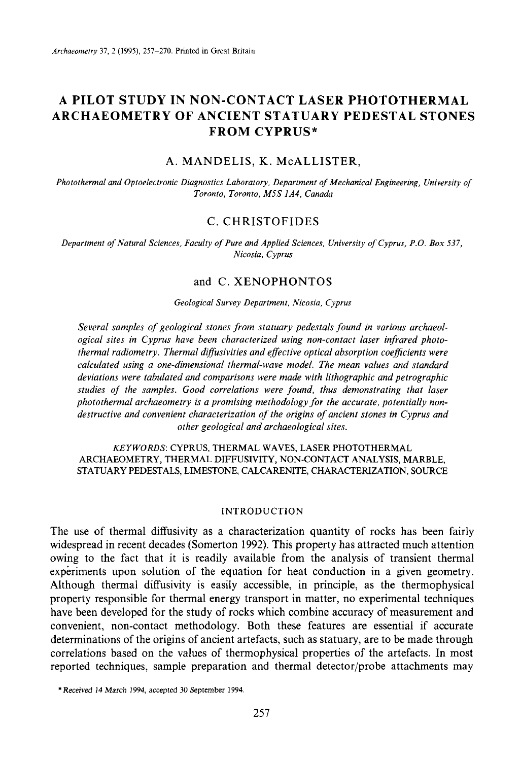# A PILOT STUDY IN NON-CONTACT LASER PHOTOTHERMAL ARCHAEOMETRY OF ANCIENT STATUARY PEDESTAL STONES FROM CYPRUS*

A. MANDELIS, K. McALLISTER,

*Photothermal and Optoelectronic Diagnostics Laboratory, Department of Mechanical Engineering, University of Toronto, Toronto, M5S 1A4, Canada*

C. CHRISTOFIDES

*Department of Natural Sciences, Faculty of Pure and Applied Sciences, University of Cyprus, P.O. Box 537, Nicosia, Cyprus*

and C. XENOPHONTOS

*Geological Survey Department, Nicosia, Cyprus*

*Several samples of geological stones from statuary pedestals found in various archaeological sites in Cyprus have been characterized using non-contact laser infrared photothermal radiometry. Thermal diffusivities and effective optical absorption coefficients were calculated using a one-dimensional thermal-wave model. The mean values and standard deviations were tabulated and comparisons were made with lithographic and petrographic studies of the samples. Good correlations were found, thus demonstrating that laser photothermal archaeometry is a promising methodology for the accurate, potentially non-destructive and convenient characterization of the origins of ancient stones in Cyprus and other geological and archaeological sites.*

*KEYWORDS*: CYPRUS, THERMAL WAVES, LASER PHOTOTHERMAL ARCHAEOMETRY, THERMAL DIFFUSIVITY, NON-CONTACT ANALYSIS, MARBLE, STATUARY PEDESTALS, LIMESTONE, CALCARENITE, CHARACTERIZATION, SOURCE

## INTRODUCTION

The use of thermal diffusivity as a characterization quantity of rocks has been fairly widespread in recent decades (Somerton 1992). This property has attracted much attention owing to the fact that it is readily available from the analysis of transient thermal experiments upon solution of the equation for heat conduction in a given geometry. Although thermal diffusivity is easily accessible, in principle, as the thermophysical property responsible for thermal energy transport in matter, no experimental techniques have been developed for the study of rocks which combine accuracy of measurement and convenient, non-contact methodology. Both these features are essential if accurate determinations of the origins of ancient artefacts, such as statuary, are to be made through correlations based on the values of thermophysical properties of the artefacts. In most reported techniques, sample preparation and thermal detector/probe attachments may

*Received 14 March 1994, accepted 30 September 1994.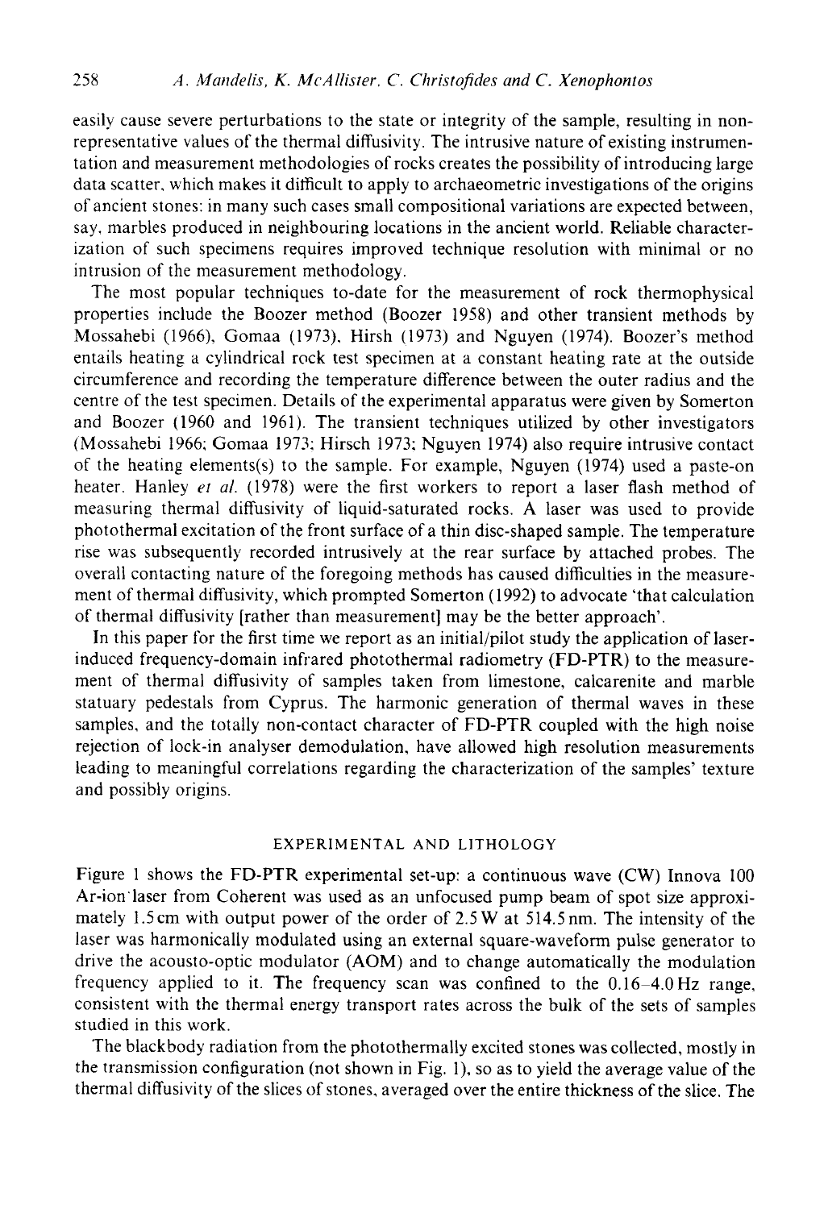easily cause severe perturbations to the state or integrity of the sample, resulting in non-representative values of the thermal diffusivity. The intrusive nature of existing instrumentation and measurement methodologies of rocks creates the possibility of introducing large data scatter, which makes it difficult to apply to archaeometric investigations of the origins of ancient stones: in many such cases small compositional variations are expected between, say, marbles produced in neighbouring locations in the ancient world. Reliable characterization of such specimens requires improved technique resolution with minimal or no intrusion of the measurement methodology.

The most popular techniques to-date for the measurement of rock thermophysical properties include the Boozer method (Boozer 1958) and other transient methods by Mossahebi (1966), Gomaa (1973), Hirsh (1973) and Nguyen (1974). Boozer's method entails heating a cylindrical rock test specimen at a constant heating rate at the outside circumference and recording the temperature difference between the outer radius and the centre of the test specimen. Details of the experimental apparatus were given by Somerton and Boozer (1960 and 1961). The transient techniques utilized by other investigators (Mossahebi 1966; Gomaa 1973; Hirsch 1973; Nguyen 1974) also require intrusive contact of the heating elements(s) to the sample. For example, Nguyen (1974) used a paste-on heater. Hanley *et al.* (1978) were the first workers to report a laser flash method of measuring thermal diffusivity of liquid-saturated rocks. A laser was used to provide photothermal excitation of the front surface of a thin disc-shaped sample. The temperature rise was subsequently recorded intrusively at the rear surface by attached probes. The overall contacting nature of the foregoing methods has caused difficulties in the measurement of thermal diffusivity, which prompted Somerton (1992) to advocate 'that calculation of thermal diffusivity [rather than measurement] may be the better approach'.

In this paper for the first time we report as an initial/pilot study the application of laser-induced frequency-domain infrared photothermal radiometry (FD-PTR) to the measurement of thermal diffusivity of samples taken from limestone, calcarenite and marble statuary pedestals from Cyprus. The harmonic generation of thermal waves in these samples, and the totally non-contact character of FD-PTR coupled with the high noise rejection of lock-in analyser demodulation, have allowed high resolution measurements leading to meaningful correlations regarding the characterization of the samples' texture and possibly origins.

## EXPERIMENTAL AND LITHOLOGY

Figure 1 shows the FD-PTR experimental set-up: a continuous wave (CW) Innova 100 Ar-ion laser from Coherent was used as an unfocused pump beam of spot size approximately 1.5 cm with output power of the order of 2.5 W at 514.5 nm. The intensity of the laser was harmonically modulated using an external square-waveform pulse generator to drive the acousto-optic modulator (AOM) and to change automatically the modulation frequency applied to it. The frequency scan was confined to the 0.16–4.0 Hz range, consistent with the thermal energy transport rates across the bulk of the sets of samples studied in this work.

The blackbody radiation from the photothermally excited stones was collected, mostly in the transmission configuration (not shown in Fig. 1), so as to yield the average value of the thermal diffusivity of the slices of stones, averaged over the entire thickness of the slice. The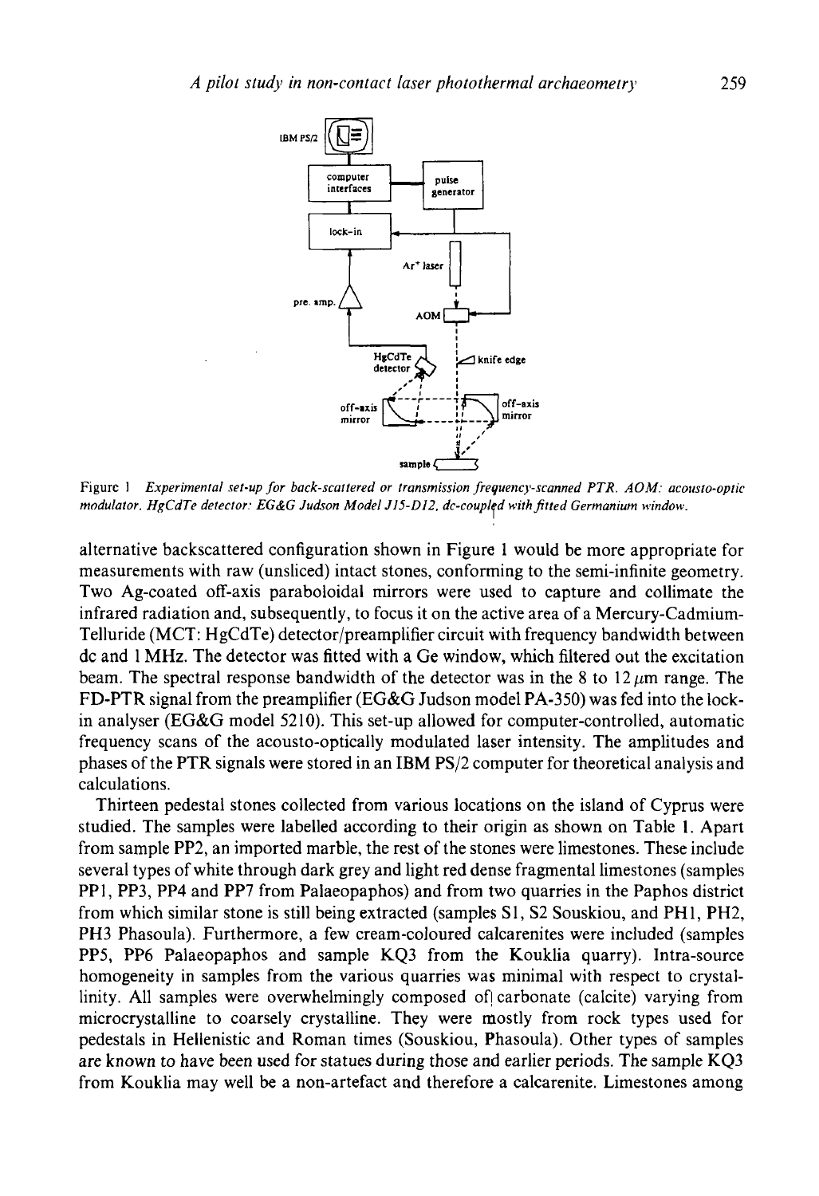Figure 1 *Experimental set-up for back-scattered or transmission frequency-scanned PTR. AOM: acousto-optic modulator. HgCdTe detector: EG&G Judson Model J15-D12, dc-coupled with fitted Germanium window.*

alternative backscattered configuration shown in Figure 1 would be more appropriate for measurements with raw (unsliced) intact stones, conforming to the semi-infinite geometry. Two Ag-coated off-axis paraboloidal mirrors were used to capture and collimate the infrared radiation and, subsequently, to focus it on the active area of a Mercury-Cadmium-Telluride (MCT: HgCdTe) detector/preamplifier circuit with frequency bandwidth between dc and 1 MHz. The detector was fitted with a Ge window, which filtered out the excitation beam. The spectral response bandwidth of the detector was in the 8 to 12 $\mu$m range. The FD-PTR signal from the preamplifier (EG&G Judson model PA-350) was fed into the lock-in analyser (EG&G model 5210). This set-up allowed for computer-controlled, automatic frequency scans of the acousto-optically modulated laser intensity. The amplitudes and phases of the PTR signals were stored in an IBM PS/2 computer for theoretical analysis and calculations.

Thirteen pedestal stones collected from various locations on the island of Cyprus were studied. The samples were labelled according to their origin as shown on Table 1. Apart from sample PP2, an imported marble, the rest of the stones were limestones. These include several types of white through dark grey and light red dense fragmental limestones (samples PP1, PP3, PP4 and PP7 from Palaeopaphos) and from two quarries in the Paphos district from which similar stone is still being extracted (samples S1, S2 Souskiou, and PH1, PH2, PH3 Phasoula). Furthermore, a few cream-coloured calcarenites were included (samples PP5, PP6 Palaeopaphos and sample KQ3 from the Kouklia quarry). Intra-source homogeneity in samples from the various quarries was minimal with respect to crystallinity. All samples were overwhelmingly composed of carbonate (calcite) varying from microcrystalline to coarsely crystalline. They were mostly from rock types used for pedestals in Hellenistic and Roman times (Souskiou, Phasoula). Other types of samples are known to have been used for statues during those and earlier periods. The sample KQ3 from Kouklia may well be a non-artefact and therefore a calcarenite. Limestones among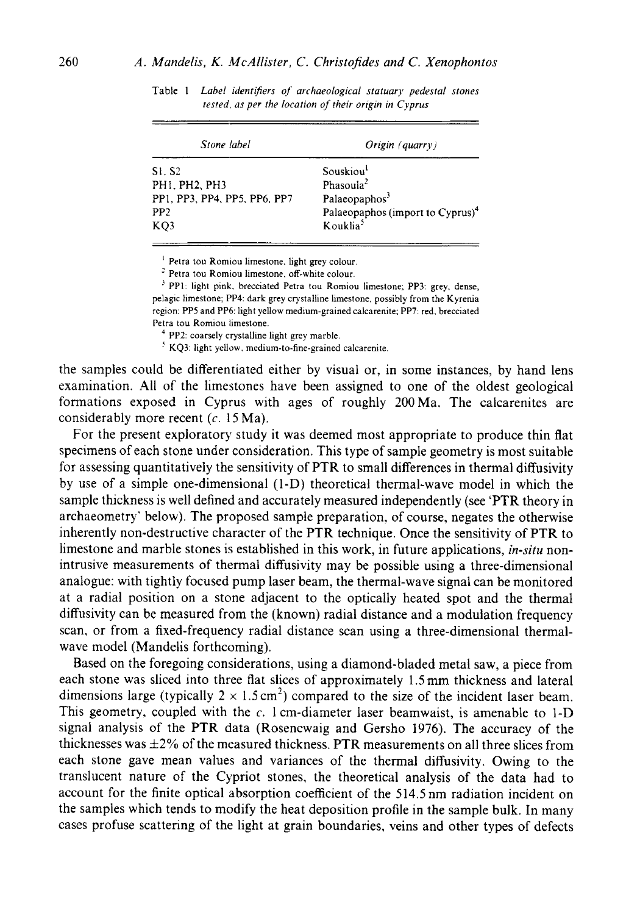Table 1 *Label identifiers of archaeological statuary pedestal stones tested, as per the location of their origin in Cyprus*

| *Stone label* | *Origin (quarry)* |
|---|---|
| S1, S2 | Souskiou[1] |
| PH1, PH2, PH3 | Phasoula[2] |
| PP1, PP3, PP4, PP5, PP6, PP7 | Palaeopaphos[3] |
| PP2 | Palaeopaphos (import to Cyprus)[4] |
| KQ3 | Kouklia[5] |

[1] Petra tou Romiou limestone, light grey colour.

[2] Petra tou Romiou limestone, off-white colour.

[3] PP1: light pink, brecciated Petra tou Romiou limestone; PP3: grey, dense, pelagic limestone; PP4: dark grey crystalline limestone, possibly from the Kyrenia region; PP5 and PP6: light yellow medium-grained calcarenite; PP7: red, brecciated Petra tou Romiou limestone.

[4] PP2: coarsely crystalline light grey marble.

[5] KQ3: light yellow, medium-to-fine-grained calcarenite.

the samples could be differentiated either by visual or, in some instances, by hand lens examination. All of the limestones have been assigned to one of the oldest geological formations exposed in Cyprus with ages of roughly 200 Ma. The calcarenites are considerably more recent (*c.* 15 Ma).

For the present exploratory study it was deemed most appropriate to produce thin flat specimens of each stone under consideration. This type of sample geometry is most suitable for assessing quantitatively the sensitivity of PTR to small differences in thermal diffusivity by use of a simple one-dimensional (1-D) theoretical thermal-wave model in which the sample thickness is well defined and accurately measured independently (see 'PTR theory in archaeometry' below). The proposed sample preparation, of course, negates the otherwise inherently non-destructive character of the PTR technique. Once the sensitivity of PTR to limestone and marble stones is established in this work, in future applications, *in-situ* non-intrusive measurements of thermal diffusivity may be possible using a three-dimensional analogue: with tightly focused pump laser beam, the thermal-wave signal can be monitored at a radial position on a stone adjacent to the optically heated spot and the thermal diffusivity can be measured from the (known) radial distance and a modulation frequency scan, or from a fixed-frequency radial distance scan using a three-dimensional thermal-wave model (Mandelis forthcoming).

Based on the foregoing considerations, using a diamond-bladed metal saw, a piece from each stone was sliced into three flat slices of approximately 1.5 mm thickness and lateral dimensions large (typically $2 \times 1.5\,\text{cm}^2$) compared to the size of the incident laser beam. This geometry, coupled with the *c.* 1 cm-diameter laser beamwaist, is amenable to 1-D signal analysis of the PTR data (Rosencwaig and Gersho 1976). The accuracy of the thicknesses was $\pm 2\%$ of the measured thickness. PTR measurements on all three slices from each stone gave mean values and variances of the thermal diffusivity. Owing to the translucent nature of the Cypriot stones, the theoretical analysis of the data had to account for the finite optical absorption coefficient of the 514.5 nm radiation incident on the samples which tends to modify the heat deposition profile in the sample bulk. In many cases profuse scattering of the light at grain boundaries, veins and other types of defects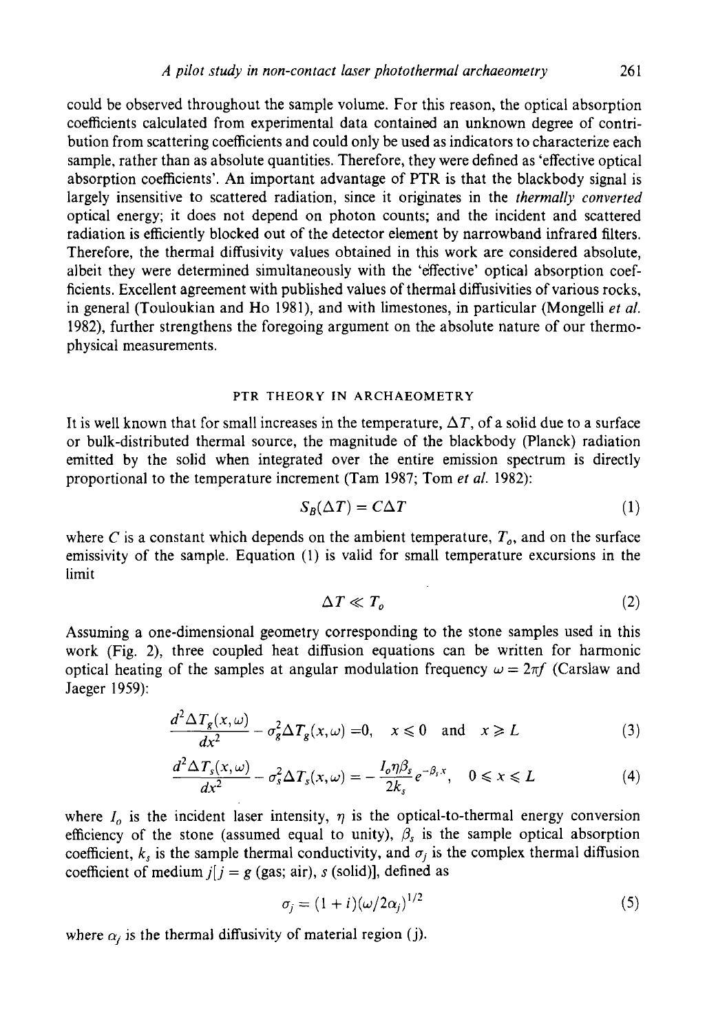could be observed throughout the sample volume. For this reason, the optical absorption coefficients calculated from experimental data contained an unknown degree of contribution from scattering coefficients and could only be used as indicators to characterize each sample, rather than as absolute quantities. Therefore, they were defined as 'effective optical absorption coefficients'. An important advantage of PTR is that the blackbody signal is largely insensitive to scattered radiation, since it originates in the *thermally converted* optical energy; it does not depend on photon counts; and the incident and scattered radiation is efficiently blocked out of the detector element by narrowband infrared filters. Therefore, the thermal diffusivity values obtained in this work are considered absolute, albeit they were determined simultaneously with the 'effective' optical absorption coefficients. Excellent agreement with published values of thermal diffusivities of various rocks, in general (Touloukian and Ho 1981), and with limestones, in particular (Mongelli *et al.* 1982), further strengthens the foregoing argument on the absolute nature of our thermophysical measurements.

## PTR THEORY IN ARCHAEOMETRY

It is well known that for small increases in the temperature, $\Delta T$, of a solid due to a surface or bulk-distributed thermal source, the magnitude of the blackbody (Planck) radiation emitted by the solid when integrated over the entire emission spectrum is directly proportional to the temperature increment (Tam 1987; Tom *et al.* 1982):

$$S_B(\Delta T) = C\Delta T \tag{1}$$

where $C$ is a constant which depends on the ambient temperature, $T_o$, and on the surface emissivity of the sample. Equation (1) is valid for small temperature excursions in the limit

$$\Delta T \ll T_o \tag{2}$$

Assuming a one-dimensional geometry corresponding to the stone samples used in this work (Fig. 2), three coupled heat diffusion equations can be written for harmonic optical heating of the samples at angular modulation frequency $\omega = 2\pi f$ (Carslaw and Jaeger 1959):

$$\frac{d^2\Delta T_g(x,\omega)}{dx^2} - \sigma_g^2 \Delta T_g(x,\omega) = 0, \quad x \leqslant 0 \quad \text{and} \quad x \geqslant L \tag{3}$$

$$\frac{d^2\Delta T_s(x,\omega)}{dx^2} - \sigma_s^2 \Delta T_s(x,\omega) = -\frac{I_o \eta \beta_s}{2k_s} e^{-\beta_s x}, \quad 0 \leqslant x \leqslant L \tag{4}$$

where $I_o$ is the incident laser intensity, $\eta$ is the optical-to-thermal energy conversion efficiency of the stone (assumed equal to unity), $\beta_s$ is the sample optical absorption coefficient, $k_s$ is the sample thermal conductivity, and $\sigma_j$ is the complex thermal diffusion coefficient of medium $j[j = g$ (gas; air), $s$ (solid)], defined as

$$\sigma_j = (1 + i)(\omega/2\alpha_j)^{1/2} \tag{5}$$

where $\alpha_j$ is the thermal diffusivity of material region (j).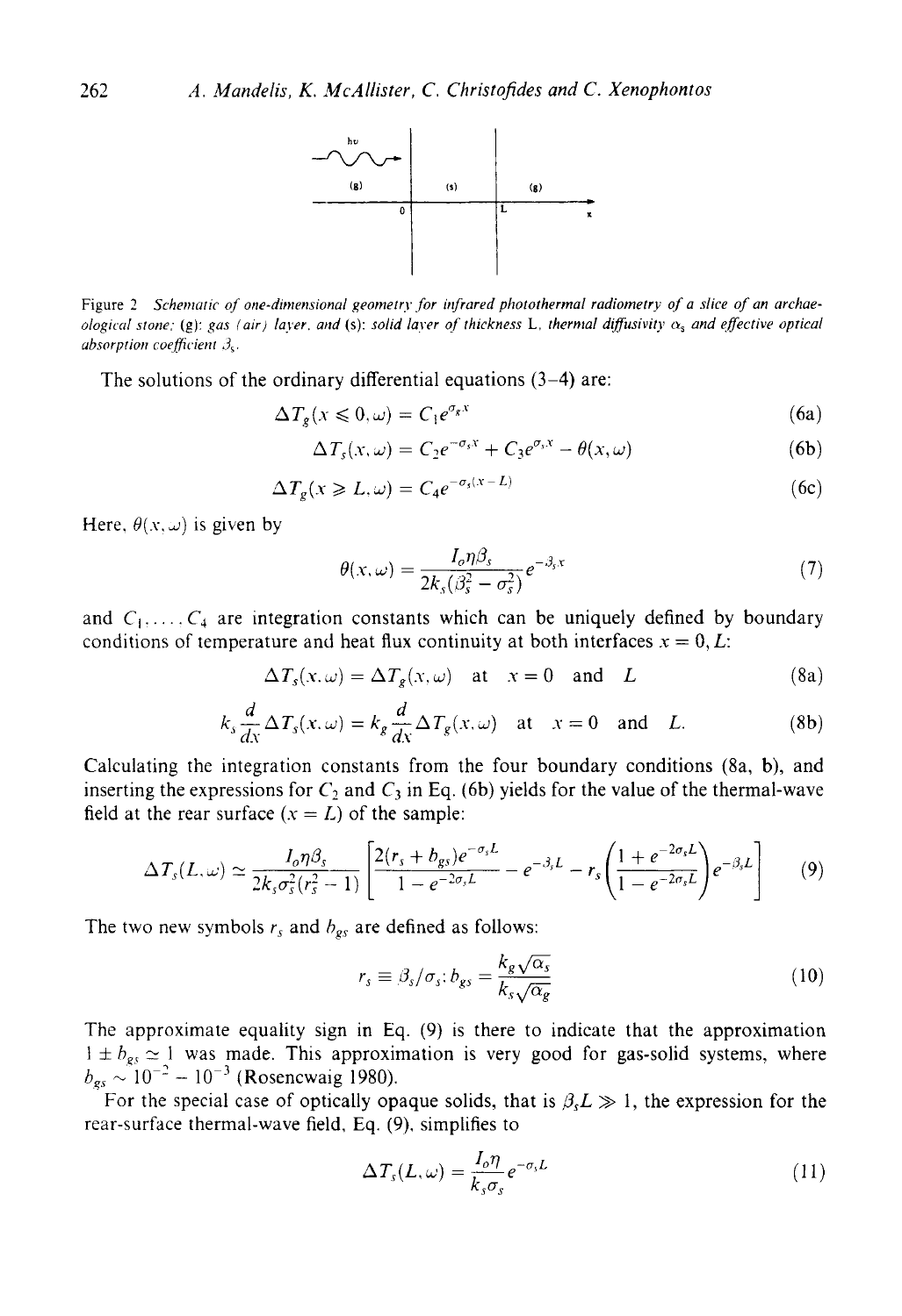Figure 2 *Schematic of one-dimensional geometry for infrared photothermal radiometry of a slice of an archaeological stone; (g): gas (air) layer, and (s): solid layer of thickness L, thermal diffusivity $\alpha_s$ and effective optical absorption coefficient $\beta_s$.*

The solutions of the ordinary differential equations (3–4) are:

$$\Delta T_g(x \leqslant 0, \omega) = C_1 e^{\sigma_g x} \tag{6a}$$

$$\Delta T_s(x, \omega) = C_2 e^{-\sigma_s x} + C_3 e^{\sigma_s x} - \theta(x, \omega) \tag{6b}$$

$$\Delta T_g(x \geqslant L, \omega) = C_4 e^{-\sigma_s (x - L)} \tag{6c}$$

Here, $\theta(x, \omega)$ is given by

$$\theta(x, \omega) = \frac{I_o \eta \beta_s}{2k_s(\beta_s^2 - \sigma_s^2)} e^{-\beta_s x} \tag{7}$$

and $C_1, \ldots, C_4$ are integration constants which can be uniquely defined by boundary conditions of temperature and heat flux continuity at both interfaces $x = 0, L$:

$$\Delta T_s(x, \omega) = \Delta T_g(x, \omega) \quad \text{at} \quad x = 0 \quad \text{and} \quad L \tag{8a}$$

$$k_s \frac{d}{dx} \Delta T_s(x, \omega) = k_g \frac{d}{dx} \Delta T_g(x, \omega) \quad \text{at} \quad x = 0 \quad \text{and} \quad L. \tag{8b}$$

Calculating the integration constants from the four boundary conditions (8a, b), and inserting the expressions for $C_2$ and $C_3$ in Eq. (6b) yields for the value of the thermal-wave field at the rear surface ($x = L$) of the sample:

$$\Delta T_s(L, \omega) \simeq \frac{I_o \eta \beta_s}{2k_s \sigma_s^2 (r_s^2 - 1)} \left[ \frac{2(r_s + b_{gs}) e^{-\sigma_s L}}{1 - e^{-2\sigma_s L}} - e^{-\beta_s L} - r_s \left( \frac{1 + e^{-2\sigma_s L}}{1 - e^{-2\sigma_s L}} \right) e^{-\beta_s L} \right] \tag{9}$$

The two new symbols $r_s$ and $b_{gs}$ are defined as follows:

$$r_s \equiv \beta_s / \sigma_s; \, b_{gs} = \frac{k_g \sqrt{\alpha_s}}{k_s \sqrt{\alpha_g}} \tag{10}$$

The approximate equality sign in Eq. (9) is there to indicate that the approximation $1 \pm b_{gs} \simeq 1$ was made. This approximation is very good for gas-solid systems, where $b_{gs} \sim 10^{-2} - 10^{-3}$ (Rosencwaig 1980).

For the special case of optically opaque solids, that is $\beta_s L \gg 1$, the expression for the rear-surface thermal-wave field, Eq. (9), simplifies to

$$\Delta T_s(L, \omega) = \frac{I_o \eta}{k_s \sigma_s} e^{-\sigma_s L} \tag{11}$$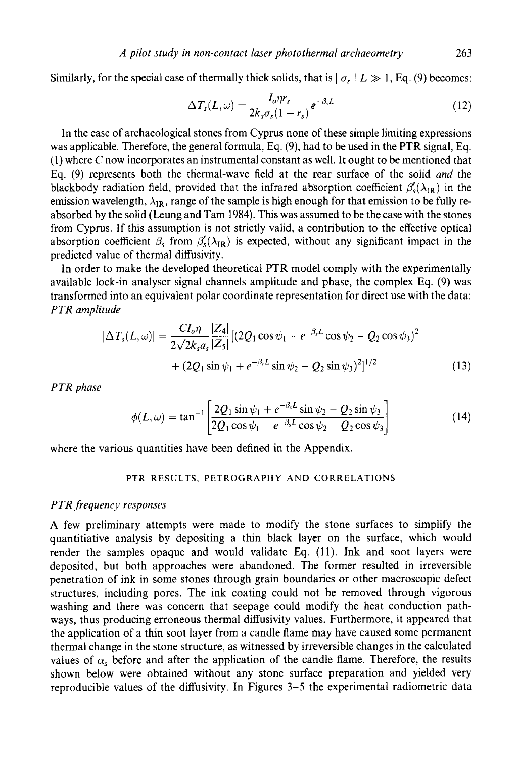Similarly, for the special case of thermally thick solids, that is $| \sigma_s | L \gg 1$, Eq. (9) becomes:

$$\Delta T_s(L, \omega) = \frac{I_o \eta r_s}{2k_s \sigma_s (1 - r_s)} e^{-\beta_s L} \tag{12}$$

In the case of archaeological stones from Cyprus none of these simple limiting expressions was applicable. Therefore, the general formula, Eq. (9), had to be used in the PTR signal, Eq. (1) where $C$ now incorporates an instrumental constant as well. It ought to be mentioned that Eq. (9) represents both the thermal-wave field at the rear surface of the solid *and* the blackbody radiation field, provided that the infrared absorption coefficient $\beta_s'(\lambda_{IR})$ in the emission wavelength, $\lambda_{IR}$, range of the sample is high enough for that emission to be fully re-absorbed by the solid (Leung and Tam 1984). This was assumed to be the case with the stones from Cyprus. If this assumption is not strictly valid, a contribution to the effective optical absorption coefficient $\beta_s$ from $\beta_s'(\lambda_{IR})$ is expected, without any significant impact in the predicted value of thermal diffusivity.

In order to make the developed theoretical PTR model comply with the experimentally available lock-in analyser signal channels amplitude and phase, the complex Eq. (9) was transformed into an equivalent polar coordinate representation for direct use with the data:

*PTR amplitude*

$$|\Delta T_s(L, \omega)| = \frac{C I_o \eta}{2\sqrt{2} k_s a_s} \frac{|Z_4|}{|Z_5|} [(2Q_1 \cos\psi_1 - e^{-\beta_s L} \cos\psi_2 - Q_2 \cos\psi_3)^2 + (2Q_1 \sin\psi_1 + e^{-\beta_s L} \sin\psi_2 - Q_2 \sin\psi_3)^2]^{1/2} \tag{13}$$

*PTR phase*

$$\phi(L, \omega) = \tan^{-1}\left[\frac{2Q_1 \sin\psi_1 + e^{-\beta_s L} \sin\psi_2 - Q_2 \sin\psi_3}{2Q_1 \cos\psi_1 - e^{-\beta_s L} \cos\psi_2 - Q_2 \cos\psi_3}\right] \tag{14}$$

where the various quantities have been defined in the Appendix.

## PTR RESULTS, PETROGRAPHY AND CORRELATIONS

### *PTR frequency responses*

A few preliminary attempts were made to modify the stone surfaces to simplify the quantitiative analysis by depositing a thin black layer on the surface, which would render the samples opaque and would validate Eq. (11). Ink and soot layers were deposited, but both approaches were abandoned. The former resulted in irreversible penetration of ink in some stones through grain boundaries or other macroscopic defect structures, including pores. The ink coating could not be removed through vigorous washing and there was concern that seepage could modify the heat conduction pathways, thus producing erroneous thermal diffusivity values. Furthermore, it appeared that the application of a thin soot layer from a candle flame may have caused some permanent thermal change in the stone structure, as witnessed by irreversible changes in the calculated values of $\alpha_s$ before and after the application of the candle flame. Therefore, the results shown below were obtained without any stone surface preparation and yielded very reproducible values of the diffusivity. In Figures 3–5 the experimental radiometric data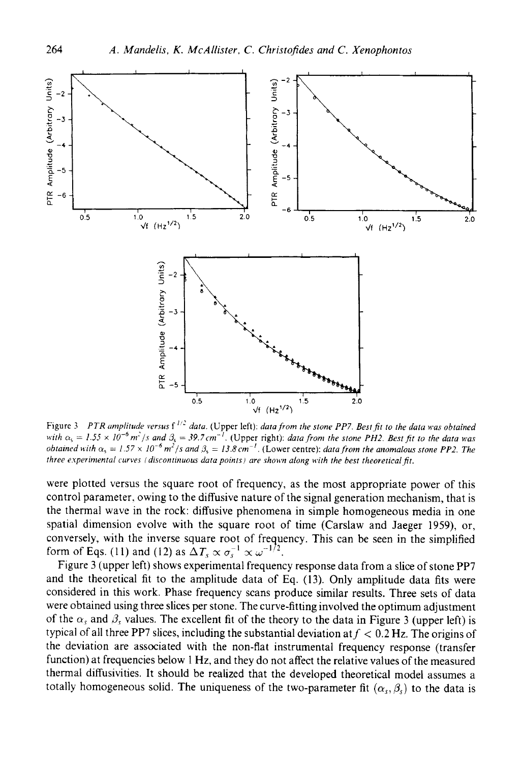Figure 3 *PTR amplitude versus* $f^{1/2}$ *data.* (Upper left): *data from the stone PP7. Best fit to the data was obtained with* $\alpha_s = 1.55 \times 10^{-6}\, m^2/s$ *and* $\beta_s = 39.7\, cm^{-1}$. (Upper right): *data from the stone PH2. Best fit to the data was obtained with* $\alpha_s = 1.57 \times 10^{-6}\, m^2/s$ *and* $\beta_s = 13.8\, cm^{-1}$. (Lower centre): *data from the anomalous stone PP2. The three experimental curves (discontinuous data points) are shown along with the best theoretical fit.*

were plotted versus the square root of frequency, as the most appropriate power of this control parameter, owing to the diffusive nature of the signal generation mechanism, that is the thermal wave in the rock: diffusive phenomena in simple homogeneous media in one spatial dimension evolve with the square root of time (Carslaw and Jaeger 1959), or, conversely, with the inverse square root of frequency. This can be seen in the simplified form of Eqs. (11) and (12) as $\Delta T_s \propto \sigma_s^{-1} \propto \omega^{-1/2}$.

Figure 3 (upper left) shows experimental frequency response data from a slice of stone PP7 and the theoretical fit to the amplitude data of Eq. (13). Only amplitude data fits were considered in this work. Phase frequency scans produce similar results. Three sets of data were obtained using three slices per stone. The curve-fitting involved the optimum adjustment of the $\alpha_s$ and $\beta_s$ values. The excellent fit of the theory to the data in Figure 3 (upper left) is typical of all three PP7 slices, including the substantial deviation at $f < 0.2$ Hz. The origins of the deviation are associated with the non-flat instrumental frequency response (transfer function) at frequencies below 1 Hz, and they do not affect the relative values of the measured thermal diffusivities. It should be realized that the developed theoretical model assumes a totally homogeneous solid. The uniqueness of the two-parameter fit $(\alpha_s, \beta_s)$ to the data is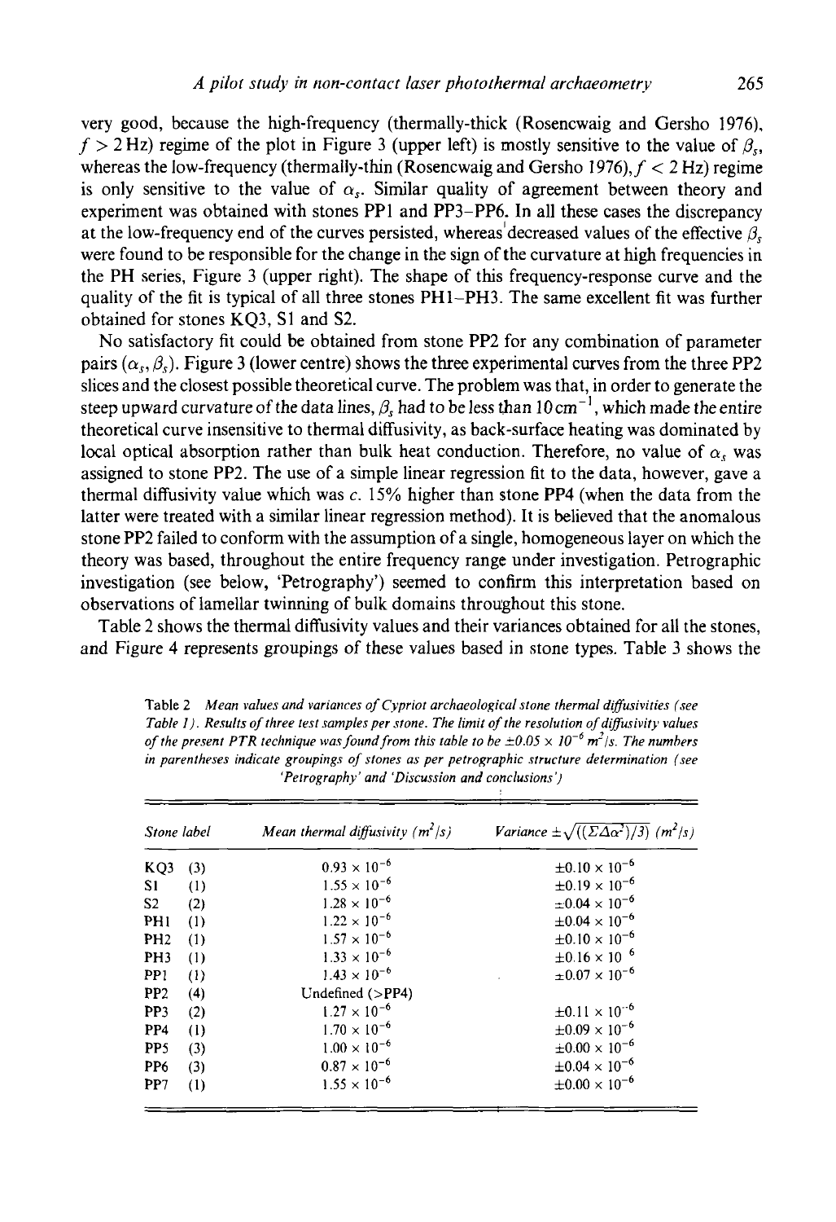very good, because the high-frequency (thermally-thick (Rosencwaig and Gersho 1976), $f > 2\,\text{Hz}$) regime of the plot in Figure 3 (upper left) is mostly sensitive to the value of $\beta_s$, whereas the low-frequency (thermally-thin (Rosencwaig and Gersho 1976), $f < 2\,\text{Hz}$) regime is only sensitive to the value of $\alpha_s$. Similar quality of agreement between theory and experiment was obtained with stones PP1 and PP3–PP6. In all these cases the discrepancy at the low-frequency end of the curves persisted, whereas decreased values of the effective $\beta_s$ were found to be responsible for the change in the sign of the curvature at high frequencies in the PH series, Figure 3 (upper right). The shape of this frequency-response curve and the quality of the fit is typical of all three stones PH1–PH3. The same excellent fit was further obtained for stones KQ3, S1 and S2.

No satisfactory fit could be obtained from stone PP2 for any combination of parameter pairs ($\alpha_s$, $\beta_s$). Figure 3 (lower centre) shows the three experimental curves from the three PP2 slices and the closest possible theoretical curve. The problem was that, in order to generate the steep upward curvature of the data lines, $\beta_s$ had to be less than $10\,\text{cm}^{-1}$, which made the entire theoretical curve insensitive to thermal diffusivity, as back-surface heating was dominated by local optical absorption rather than bulk heat conduction. Therefore, no value of $\alpha_s$ was assigned to stone PP2. The use of a simple linear regression fit to the data, however, gave a thermal diffusivity value which was *c.* 15% higher than stone PP4 (when the data from the latter were treated with a similar linear regression method). It is believed that the anomalous stone PP2 failed to conform with the assumption of a single, homogeneous layer on which the theory was based, throughout the entire frequency range under investigation. Petrographic investigation (see below, 'Petrography') seemed to confirm this interpretation based on observations of lamellar twinning of bulk domains throughout this stone.

Table 2 shows the thermal diffusivity values and their variances obtained for all the stones, and Figure 4 represents groupings of these values based in stone types. Table 3 shows the

Table 2 *Mean values and variances of Cypriot archaeological stone thermal diffusivities (see Table 1). Results of three test samples per stone. The limit of the resolution of diffusivity values of the present PTR technique was found from this table to be $\pm 0.05 \times 10^{-6}\ m^2/s$. The numbers in parentheses indicate groupings of stones as per petrographic structure determination (see 'Petrography' and 'Discussion and conclusions')*

| Stone label | Mean thermal diffusivity ($m^2/s$) | Variance $\pm\sqrt{((\Sigma\Delta\alpha^2)/3)}$ ($m^2/s$) |
|---|---|---|
| KQ3 (3) | $0.93 \times 10^{-6}$ | $\pm 0.10 \times 10^{-6}$ |
| S1 (1) | $1.55 \times 10^{-6}$ | $\pm 0.19 \times 10^{-6}$ |
| S2 (2) | $1.28 \times 10^{-6}$ | $\pm 0.04 \times 10^{-6}$ |
| PH1 (1) | $1.22 \times 10^{-6}$ | $\pm 0.04 \times 10^{-6}$ |
| PH2 (1) | $1.57 \times 10^{-6}$ | $\pm 0.10 \times 10^{-6}$ |
| PH3 (1) | $1.33 \times 10^{-6}$ | $\pm 0.16 \times 10^{-6}$ |
| PP1 (1) | $1.43 \times 10^{-6}$ | $\pm 0.07 \times 10^{-6}$ |
| PP2 (4) | Undefined (>PP4) | |
| PP3 (2) | $1.27 \times 10^{-6}$ | $\pm 0.11 \times 10^{-6}$ |
| PP4 (1) | $1.70 \times 10^{-6}$ | $\pm 0.09 \times 10^{-6}$ |
| PP5 (3) | $1.00 \times 10^{-6}$ | $\pm 0.00 \times 10^{-6}$ |
| PP6 (3) | $0.87 \times 10^{-6}$ | $\pm 0.04 \times 10^{-6}$ |
| PP7 (1) | $1.55 \times 10^{-6}$ | $\pm 0.00 \times 10^{-6}$ |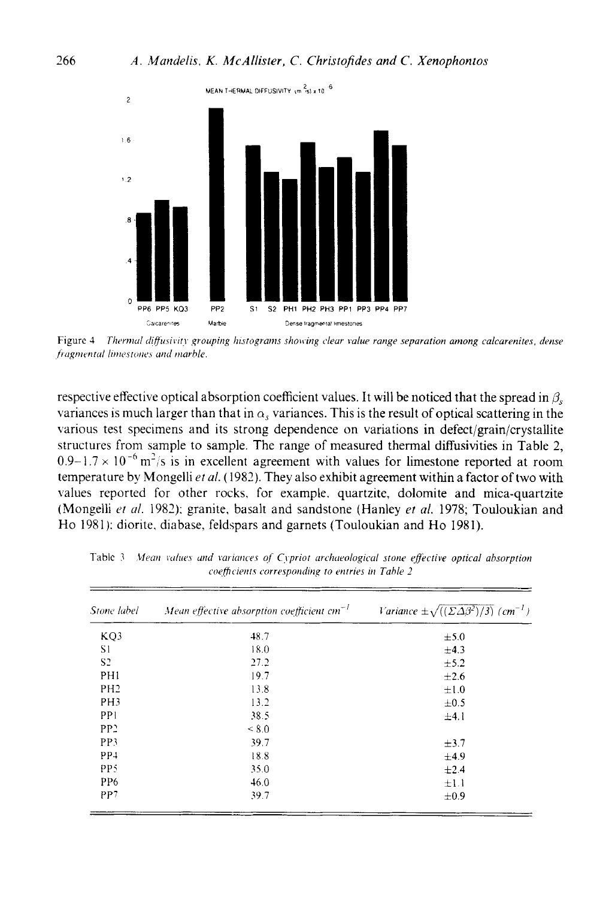Figure 4 *Thermal diffusivity grouping histograms showing clear value range separation among calcarenites, dense fragmental limestones and marble.*

respective effective optical absorption coefficient values. It will be noticed that the spread in $\beta_s$ variances is much larger than that in $\alpha_s$ variances. This is the result of optical scattering in the various test specimens and its strong dependence on variations in defect/grain/crystallite structures from sample to sample. The range of measured thermal diffusivities in Table 2, $0.9–1.7 \times 10^{-6}$ m$^2$/s is in excellent agreement with values for limestone reported at room temperature by Mongelli *et al.* (1982). They also exhibit agreement within a factor of two with values reported for other rocks, for example, quartzite, dolomite and mica-quartzite (Mongelli *et al.* 1982); granite, basalt and sandstone (Hanley *et al.* 1978; Touloukian and Ho 1981); diorite, diabase, feldspars and garnets (Touloukian and Ho 1981).

Table 3 *Mean values and variances of Cypriot archaeological stone effective optical absorption coefficients corresponding to entries in Table 2*

| *Stone label* | *Mean effective absorption coefficient cm$^{-1}$* | *Variance* $\pm\sqrt{((\Sigma\Delta\beta^2)/3)}$ *(cm$^{-1}$)* |
|---|---|---|
| KQ3 | 48.7 | ±5.0 |
| S1 | 18.0 | ±4.3 |
| S2 | 27.2 | ±5.2 |
| PH1 | 19.7 | ±2.6 |
| PH2 | 13.8 | ±1.0 |
| PH3 | 13.2 | ±0.5 |
| PP1 | 38.5 | ±4.1 |
| PP2 | < 8.0 | |
| PP3 | 39.7 | ±3.7 |
| PP4 | 18.8 | ±4.9 |
| PP5 | 35.0 | ±2.4 |
| PP6 | 46.0 | ±1.1 |
| PP7 | 39.7 | ±0.9 |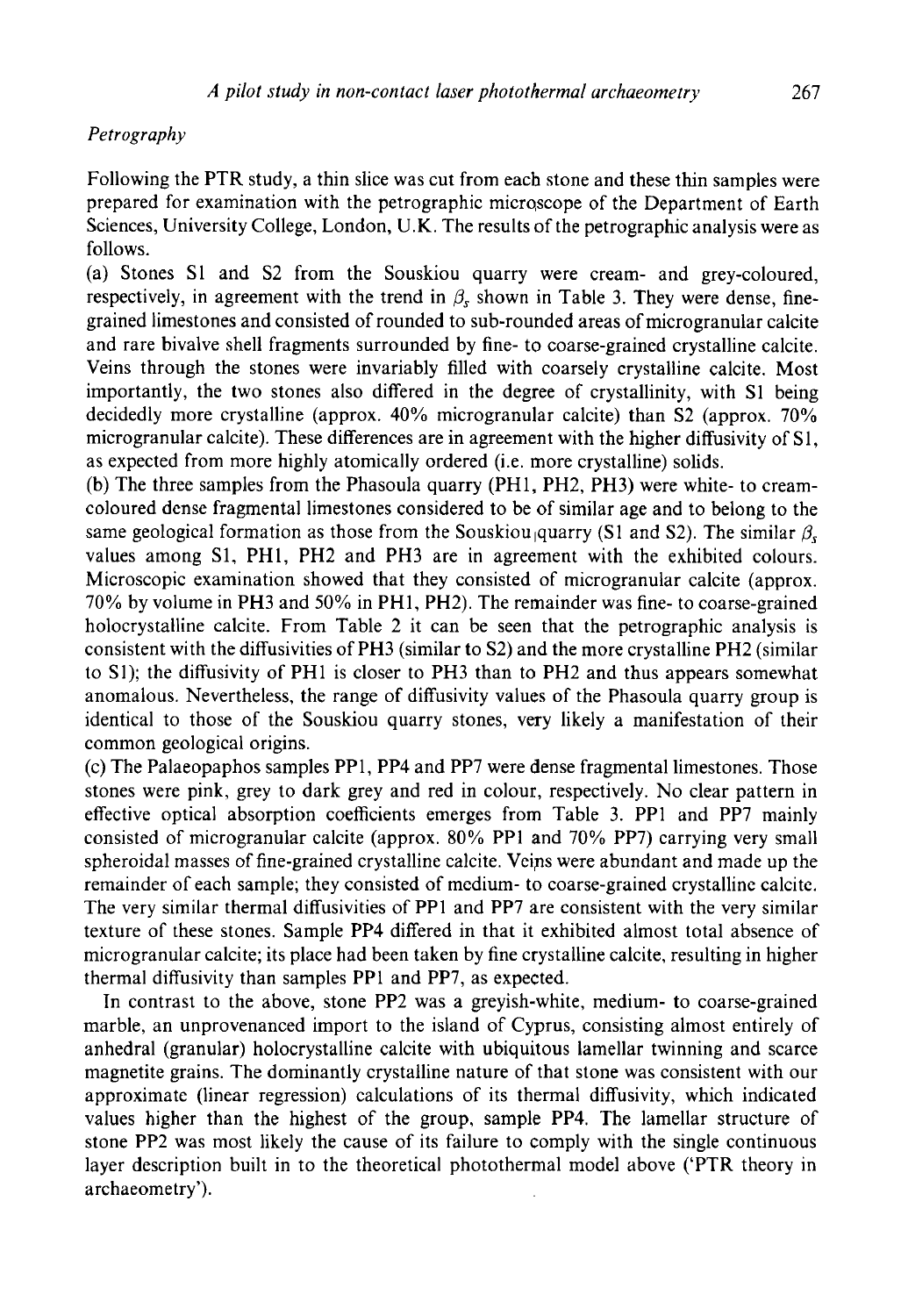### *Petrography*

Following the PTR study, a thin slice was cut from each stone and these thin samples were prepared for examination with the petrographic microscope of the Department of Earth Sciences, University College, London, U.K. The results of the petrographic analysis were as follows.

(a) Stones S1 and S2 from the Souskiou quarry were cream- and grey-coloured, respectively, in agreement with the trend in $\beta_s$ shown in Table 3. They were dense, fine-grained limestones and consisted of rounded to sub-rounded areas of microgranular calcite and rare bivalve shell fragments surrounded by fine- to coarse-grained crystalline calcite. Veins through the stones were invariably filled with coarsely crystalline calcite. Most importantly, the two stones also differed in the degree of crystallinity, with S1 being decidedly more crystalline (approx. 40% microgranular calcite) than S2 (approx. 70% microgranular calcite). These differences are in agreement with the higher diffusivity of S1, as expected from more highly atomically ordered (i.e. more crystalline) solids.

(b) The three samples from the Phasoula quarry (PH1, PH2, PH3) were white- to cream-coloured dense fragmental limestones considered to be of similar age and to belong to the same geological formation as those from the Souskiou quarry (S1 and S2). The similar $\beta_s$ values among S1, PH1, PH2 and PH3 are in agreement with the exhibited colours. Microscopic examination showed that they consisted of microgranular calcite (approx. 70% by volume in PH3 and 50% in PH1, PH2). The remainder was fine- to coarse-grained holocrystalline calcite. From Table 2 it can be seen that the petrographic analysis is consistent with the diffusivities of PH3 (similar to S2) and the more crystalline PH2 (similar to S1); the diffusivity of PH1 is closer to PH3 than to PH2 and thus appears somewhat anomalous. Nevertheless, the range of diffusivity values of the Phasoula quarry group is identical to those of the Souskiou quarry stones, very likely a manifestation of their common geological origins.

(c) The Palaeopaphos samples PP1, PP4 and PP7 were dense fragmental limestones. Those stones were pink, grey to dark grey and red in colour, respectively. No clear pattern in effective optical absorption coefficients emerges from Table 3. PP1 and PP7 mainly consisted of microgranular calcite (approx. 80% PP1 and 70% PP7) carrying very small spheroidal masses of fine-grained crystalline calcite. Veins were abundant and made up the remainder of each sample; they consisted of medium- to coarse-grained crystalline calcite. The very similar thermal diffusivities of PP1 and PP7 are consistent with the very similar texture of these stones. Sample PP4 differed in that it exhibited almost total absence of microgranular calcite; its place had been taken by fine crystalline calcite, resulting in higher thermal diffusivity than samples PP1 and PP7, as expected.

In contrast to the above, stone PP2 was a greyish-white, medium- to coarse-grained marble, an unprovenanced import to the island of Cyprus, consisting almost entirely of anhedral (granular) holocrystalline calcite with ubiquitous lamellar twinning and scarce magnetite grains. The dominantly crystalline nature of that stone was consistent with our approximate (linear regression) calculations of its thermal diffusivity, which indicated values higher than the highest of the group, sample PP4. The lamellar structure of stone PP2 was most likely the cause of its failure to comply with the single continuous layer description built in to the theoretical photothermal model above ('PTR theory in archaeometry').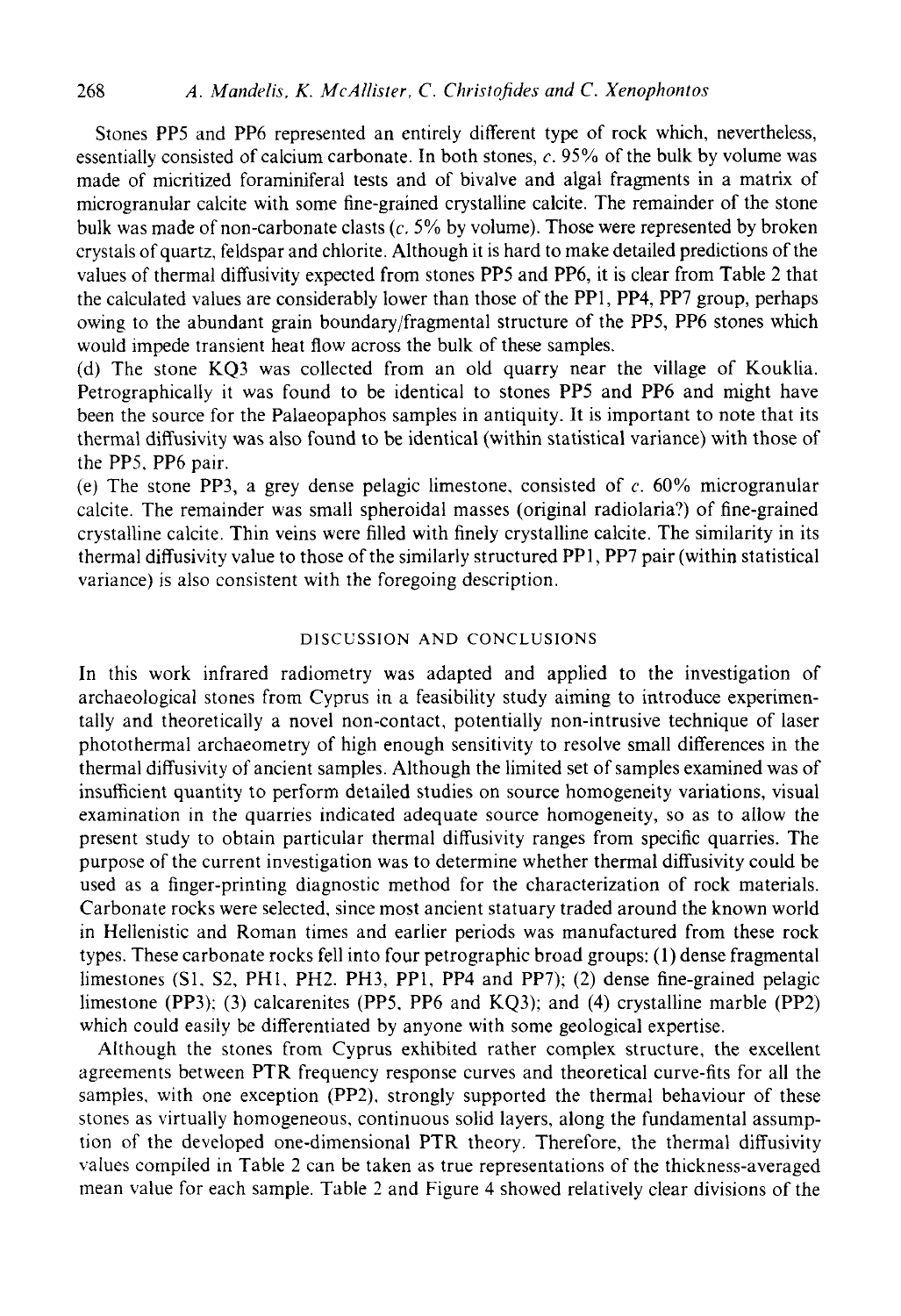Stones PP5 and PP6 represented an entirely different type of rock which, nevertheless, essentially consisted of calcium carbonate. In both stones, *c.* 95% of the bulk by volume was made of micritized foraminiferal tests and of bivalve and algal fragments in a matrix of microgranular calcite with some fine-grained crystalline calcite. The remainder of the stone bulk was made of non-carbonate clasts (*c.* 5% by volume). Those were represented by broken crystals of quartz, feldspar and chlorite. Although it is hard to make detailed predictions of the values of thermal diffusivity expected from stones PP5 and PP6, it is clear from Table 2 that the calculated values are considerably lower than those of the PP1, PP4, PP7 group, perhaps owing to the abundant grain boundary/fragmental structure of the PP5, PP6 stones which would impede transient heat flow across the bulk of these samples.

(d) The stone KQ3 was collected from an old quarry near the village of Kouklia. Petrographically it was found to be identical to stones PP5 and PP6 and might have been the source for the Palaeopaphos samples in antiquity. It is important to note that its thermal diffusivity was also found to be identical (within statistical variance) with those of the PP5, PP6 pair.

(e) The stone PP3, a grey dense pelagic limestone, consisted of *c.* 60% microgranular calcite. The remainder was small spheroidal masses (original radiolaria?) of fine-grained crystalline calcite. Thin veins were filled with finely crystalline calcite. The similarity in its thermal diffusivity value to those of the similarly structured PP1, PP7 pair (within statistical variance) is also consistent with the foregoing description.

## DISCUSSION AND CONCLUSIONS

In this work infrared radiometry was adapted and applied to the investigation of archaeological stones from Cyprus in a feasibility study aiming to introduce experimentally and theoretically a novel non-contact, potentially non-intrusive technique of laser photothermal archaeometry of high enough sensitivity to resolve small differences in the thermal diffusivity of ancient samples. Although the limited set of samples examined was of insufficient quantity to perform detailed studies on source homogeneity variations, visual examination in the quarries indicated adequate source homogeneity, so as to allow the present study to obtain particular thermal diffusivity ranges from specific quarries. The purpose of the current investigation was to determine whether thermal diffusivity could be used as a finger-printing diagnostic method for the characterization of rock materials. Carbonate rocks were selected, since most ancient statuary traded around the known world in Hellenistic and Roman times and earlier periods was manufactured from these rock types. These carbonate rocks fell into four petrographic broad groups: (1) dense fragmental limestones (S1, S2, PH1, PH2. PH3, PP1, PP4 and PP7); (2) dense fine-grained pelagic limestone (PP3); (3) calcarenites (PP5, PP6 and KQ3); and (4) crystalline marble (PP2) which could easily be differentiated by anyone with some geological expertise.

Although the stones from Cyprus exhibited rather complex structure, the excellent agreements between PTR frequency response curves and theoretical curve-fits for all the samples, with one exception (PP2), strongly supported the thermal behaviour of these stones as virtually homogeneous, continuous solid layers, along the fundamental assumption of the developed one-dimensional PTR theory. Therefore, the thermal diffusivity values compiled in Table 2 can be taken as true representations of the thickness-averaged mean value for each sample. Table 2 and Figure 4 showed relatively clear divisions of the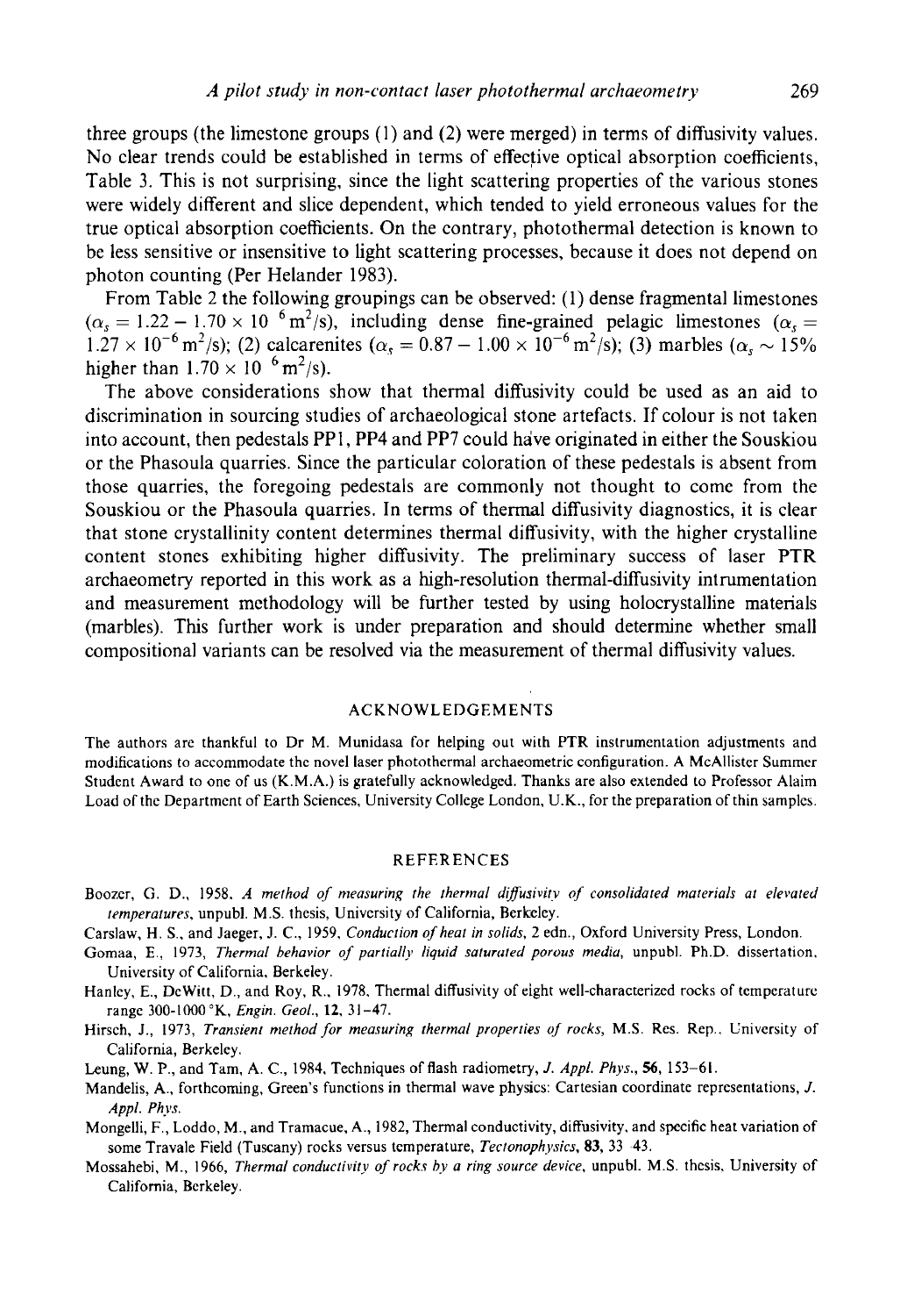three groups (the limestone groups (1) and (2) were merged) in terms of diffusivity values. No clear trends could be established in terms of effective optical absorption coefficients, Table 3. This is not surprising, since the light scattering properties of the various stones were widely different and slice dependent, which tended to yield erroneous values for the true optical absorption coefficients. On the contrary, photothermal detection is known to be less sensitive or insensitive to light scattering processes, because it does not depend on photon counting (Per Helander 1983).

From Table 2 the following groupings can be observed: (1) dense fragmental limestones ($\alpha_s = 1.22 - 1.70 \times 10^{-6}\,\mathrm{m^2/s}$), including dense fine-grained pelagic limestones ($\alpha_s = 1.27 \times 10^{-6}\,\mathrm{m^2/s}$); (2) calcarenites ($\alpha_s = 0.87 - 1.00 \times 10^{-6}\,\mathrm{m^2/s}$); (3) marbles ($\alpha_s \sim 15\%$ higher than $1.70 \times 10^{-6}\,\mathrm{m^2/s}$).

The above considerations show that thermal diffusivity could be used as an aid to discrimination in sourcing studies of archaeological stone artefacts. If colour is not taken into account, then pedestals PP1, PP4 and PP7 could have originated in either the Souskiou or the Phasoula quarries. Since the particular coloration of these pedestals is absent from those quarries, the foregoing pedestals are commonly not thought to come from the Souskiou or the Phasoula quarries. In terms of thermal diffusivity diagnostics, it is clear that stone crystallinity content determines thermal diffusivity, with the higher crystalline content stones exhibiting higher diffusivity. The preliminary success of laser PTR archaeometry reported in this work as a high-resolution thermal-diffusivity intrumentation and measurement methodology will be further tested by using holocrystalline materials (marbles). This further work is under preparation and should determine whether small compositional variants can be resolved via the measurement of thermal diffusivity values.

## ACKNOWLEDGEMENTS

The authors are thankful to Dr M. Munidasa for helping out with PTR instrumentation adjustments and modifications to accommodate the novel laser photothermal archaeometric configuration. A McAllister Summer Student Award to one of us (K.M.A.) is gratefully acknowledged. Thanks are also extended to Professor Alaim Load of the Department of Earth Sciences, University College London, U.K., for the preparation of thin samples.

## REFERENCES

Boozer, G. D., 1958, *A method of measuring the thermal diffusivity of consolidated materials at elevated temperatures*, unpubl. M.S. thesis, University of California, Berkeley.

Carslaw, H. S., and Jaeger, J. C., 1959, *Conduction of heat in solids*, 2 edn., Oxford University Press, London.

Gomaa, E., 1973, *Thermal behavior of partially liquid saturated porous media*, unpubl. Ph.D. dissertation, University of California, Berkeley.

Hanley, E., DeWitt, D., and Roy, R., 1978, Thermal diffusivity of eight well-characterized rocks of temperature range 300-1000 °K, *Engin. Geol.*, **12**, 31–47.

Hirsch, J., 1973, *Transient method for measuring thermal properties of rocks*, M.S. Res. Rep., University of California, Berkeley.

Leung, W. P., and Tam, A. C., 1984, Techniques of flash radiometry, *J. Appl. Phys.*, **56**, 153–61.

Mandelis, A., forthcoming, Green's functions in thermal wave physics: Cartesian coordinate representations, *J. Appl. Phys.*

Mongelli, F., Loddo, M., and Tramacue, A., 1982, Thermal conductivity, diffusivity, and specific heat variation of some Travale Field (Tuscany) rocks versus temperature, *Tectonophysics*, **83**, 33–43.

Mossahebi, M., 1966, *Thermal conductivity of rocks by a ring source device*, unpubl. M.S. thesis, University of California, Berkeley.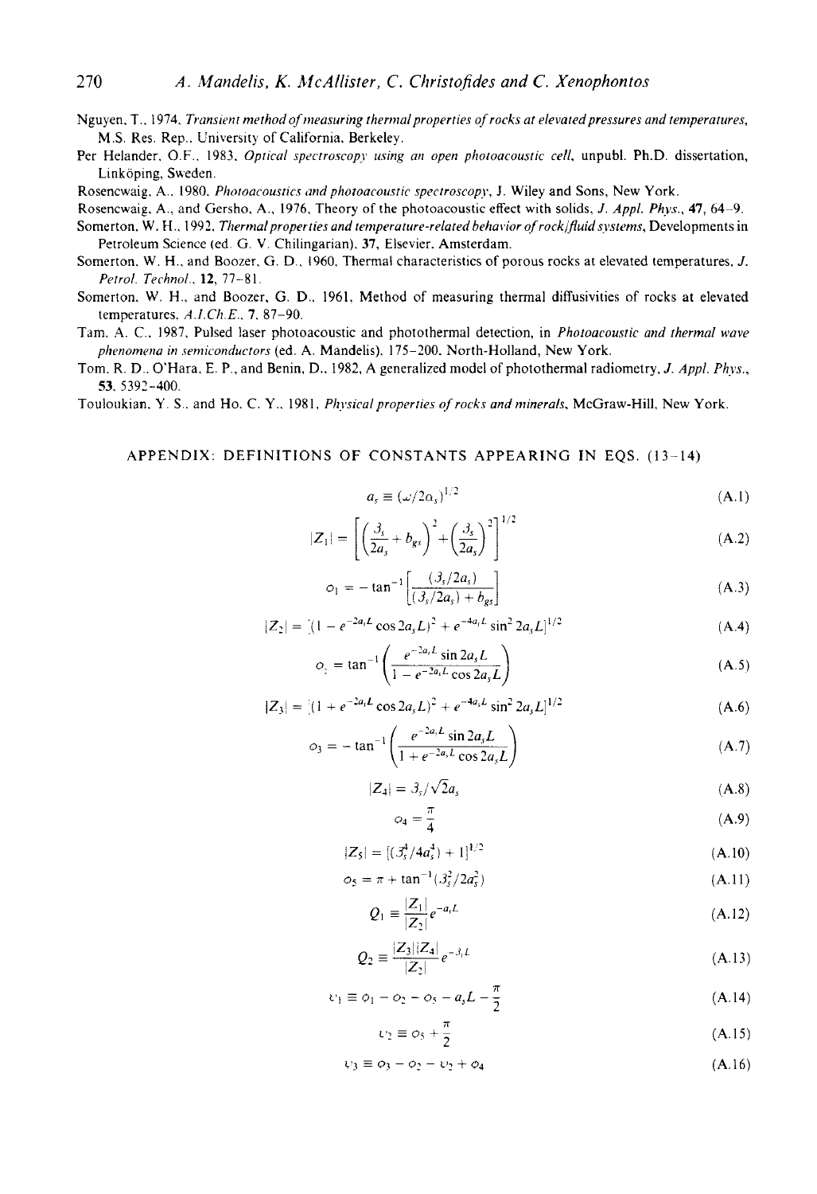Nguyen, T., 1974, *Transient method of measuring thermal properties of rocks at elevated pressures and temperatures*, M.S. Res. Rep., University of California, Berkeley.

Per Helander, O.F., 1983, *Optical spectroscopy using an open photoacoustic cell*, unpubl. Ph.D. dissertation, Linköping, Sweden.

Rosencwaig, A., 1980, *Photoacoustics and photoacoustic spectroscopy*, J. Wiley and Sons, New York.

Rosencwaig, A., and Gersho, A., 1976, Theory of the photoacoustic effect with solids, *J. Appl. Phys.*, **47**, 64–9.

Somerton, W. H., 1992, *Thermal properties and temperature-related behavior of rock/fluid systems*, Developments in Petroleum Science (ed. G. V. Chilingarian), **37**, Elsevier, Amsterdam.

Somerton, W. H., and Boozer, G. D., 1960, Thermal characteristics of porous rocks at elevated temperatures, *J. Petrol. Technol.*, **12**, 77–81.

Somerton, W. H., and Boozer, G. D., 1961, Method of measuring thermal diffusivities of rocks at elevated temperatures, *A.I.Ch.E.*, **7**, 87–90.

Tam, A. C., 1987, Pulsed laser photoacoustic and photothermal detection, in *Photoacoustic and thermal wave phenomena in semiconductors* (ed. A. Mandelis), 175–200, North-Holland, New York.

Tom, R. D., O'Hara, E. P., and Benin, D., 1982, A generalized model of photothermal radiometry, *J. Appl. Phys.*, **53**, 5392–400.

Touloukian, Y. S., and Ho, C. Y., 1981, *Physical properties of rocks and minerals*, McGraw-Hill, New York.

## APPENDIX: DEFINITIONS OF CONSTANTS APPEARING IN EQS. (13–14)

$$a_s \equiv (\omega/2\alpha_s)^{1/2} \tag{A.1}$$

$$|Z_1| = \left[\left(\frac{\beta_s}{2a_s} + b_{gs}\right)^2 + \left(\frac{\beta_s}{2a_s}\right)^2\right]^{1/2} \tag{A.2}$$

$$\phi_1 = -\tan^{-1}\left[\frac{(\beta_s/2a_s)}{(\beta_s/2a_s) + b_{gs}}\right] \tag{A.3}$$

$$|Z_2| = [(1 - e^{-2a_sL}\cos 2a_sL)^2 + e^{-4a_sL}\sin^2 2a_sL]^{1/2} \tag{A.4}$$

$$\phi_2 = \tan^{-1}\left(\frac{e^{-2a_sL}\sin 2a_sL}{1 - e^{-2a_sL}\cos 2a_sL}\right) \tag{A.5}$$

$$|Z_3| = [(1 + e^{-2a_sL}\cos 2a_sL)^2 + e^{-4a_sL}\sin^2 2a_sL]^{1/2} \tag{A.6}$$

$$\phi_3 = -\tan^{-1}\left(\frac{e^{-2a_sL}\sin 2a_sL}{1 + e^{-2a_sL}\cos 2a_sL}\right) \tag{A.7}$$

$$|Z_4| = \beta_s/\sqrt{2}a_s \tag{A.8}$$

$$\phi_4 = \frac{\pi}{4} \tag{A.9}$$

$$|Z_5| = [(\beta_s^4/4a_s^4) + 1]^{1/2} \tag{A.10}$$

$$\phi_5 = \pi + \tan^{-1}(\beta_s^2/2a_s^2) \tag{A.11}$$

$$Q_1 \equiv \frac{|Z_1|}{|Z_2|}e^{-a_sL} \tag{A.12}$$

$$Q_2 \equiv \frac{|Z_3||Z_4|}{|Z_2|}e^{-\beta_sL} \tag{A.13}$$

$$\psi_1 \equiv \phi_1 - \phi_2 - \phi_5 - a_sL - \frac{\pi}{2} \tag{A.14}$$

$$\psi_2 \equiv \phi_5 + \frac{\pi}{2} \tag{A.15}$$

$$\psi_3 \equiv \phi_3 - \phi_2 - \psi_2 + \phi_4 \tag{A.16}$$